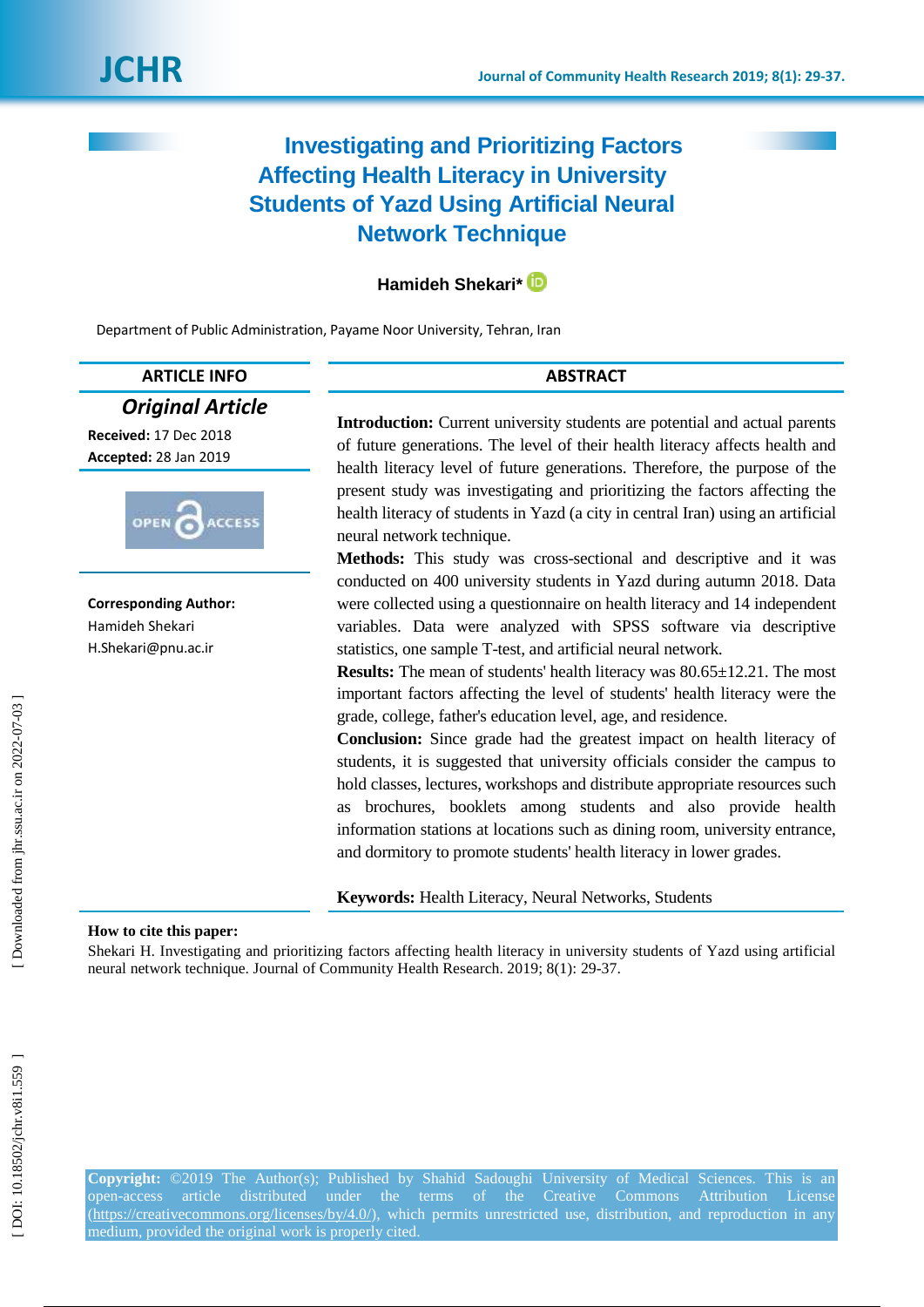# Investigating and Prioritizing Factors Affecting Health Literacy in University Students of Yazd Using Artificial Neural Network Technique

**Hamideh Shekari***

Department of Public Administration, Payame Noor University, Tehran, Iran

## ARTICLE INFO

***Original Article***

**Received:** 17 Dec 2018
**Accepted:** 28 Jan 2019

**Corresponding Author:**
Hamideh Shekari
H.Shekari@pnu.ac.ir

## ABSTRACT

**Introduction:** Current university students are potential and actual parents of future generations. The level of their health literacy affects health and health literacy level of future generations. Therefore, the purpose of the present study was investigating and prioritizing the factors affecting the health literacy of students in Yazd (a city in central Iran) using an artificial neural network technique.

**Methods:** This study was cross-sectional and descriptive and it was conducted on 400 university students in Yazd during autumn 2018. Data were collected using a questionnaire on health literacy and 14 independent variables. Data were analyzed with SPSS software via descriptive statistics, one sample T-test, and artificial neural network.

**Results:** The mean of students' health literacy was 80.65±12.21. The most important factors affecting the level of students' health literacy were the grade, college, father's education level, age, and residence.

**Conclusion:** Since grade had the greatest impact on health literacy of students, it is suggested that university officials consider the campus to hold classes, lectures, workshops and distribute appropriate resources such as brochures, booklets among students and also provide health information stations at locations such as dining room, university entrance, and dormitory to promote students' health literacy in lower grades.

**Keywords:** Health Literacy, Neural Networks, Students

**How to cite this paper:**
Shekari H. Investigating and prioritizing factors affecting health literacy in university students of Yazd using artificial neural network technique. Journal of Community Health Research. 2019; 8(1): 29-37.

**Copyright:** ©2019 The Author(s); Published by Shahid Sadoughi University of Medical Sciences. This is an open-access article distributed under the terms of the Creative Commons Attribution License (https://creativecommons.org/licenses/by/4.0/), which permits unrestricted use, distribution, and reproduction in any medium, provided the original work is properly cited.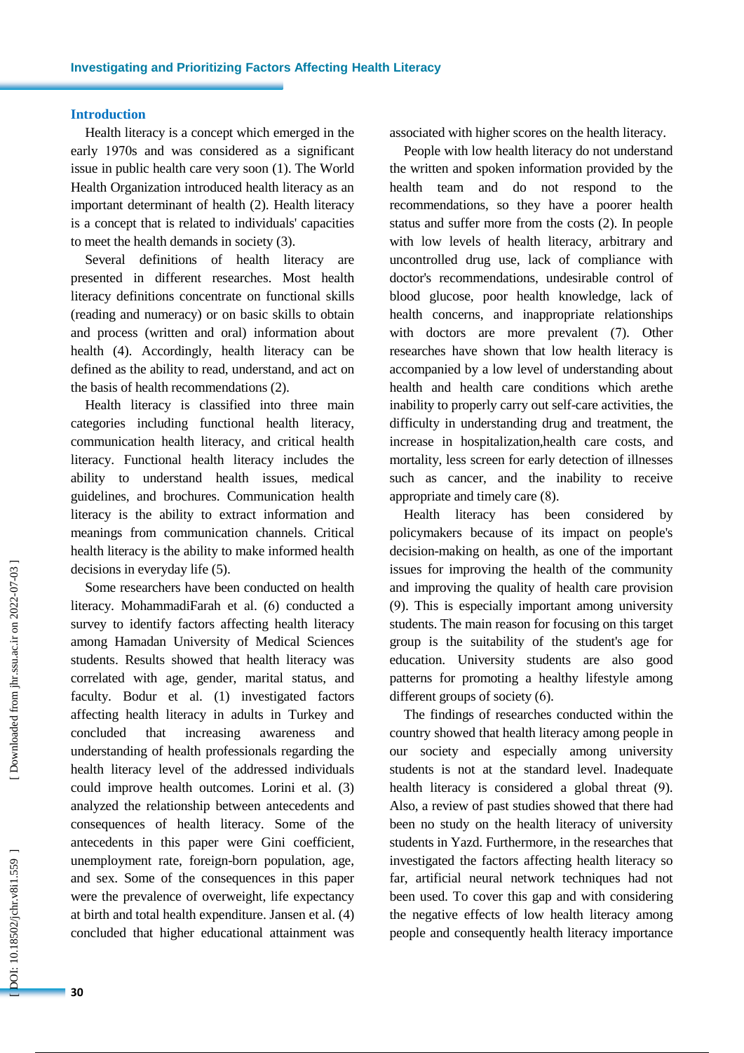## Introduction

Health literacy is a concept which emerged in the early 1970s and was considered as a significant issue in public health care very soon (1). The World Health Organization introduced health literacy as an important determinant of health (2). Health literacy is a concept that is related to individuals' capacities to meet the health demands in society (3).

Several definitions of health literacy are presented in different researches. Most health literacy definitions concentrate on functional skills (reading and numeracy) or on basic skills to obtain and process (written and oral) information about health (4). Accordingly, health literacy can be defined as the ability to read, understand, and act on the basis of health recommendations (2).

Health literacy is classified into three main categories including functional health literacy, communication health literacy, and critical health literacy. Functional health literacy includes the ability to understand health issues, medical guidelines, and brochures. Communication health literacy is the ability to extract information and meanings from communication channels. Critical health literacy is the ability to make informed health decisions in everyday life (5).

Some researchers have been conducted on health literacy. MohammadiFarah et al. (6) conducted a survey to identify factors affecting health literacy among Hamadan University of Medical Sciences students. Results showed that health literacy was correlated with age, gender, marital status, and faculty. Bodur et al. (1) investigated factors affecting health literacy in adults in Turkey and concluded that increasing awareness and understanding of health professionals regarding the health literacy level of the addressed individuals could improve health outcomes. Lorini et al. (3) analyzed the relationship between antecedents and consequences of health literacy. Some of the antecedents in this paper were Gini coefficient, unemployment rate, foreign-born population, age, and sex. Some of the consequences in this paper were the prevalence of overweight, life expectancy at birth and total health expenditure. Jansen et al. (4) concluded that higher educational attainment was associated with higher scores on the health literacy.

People with low health literacy do not understand the written and spoken information provided by the health team and do not respond to the recommendations, so they have a poorer health status and suffer more from the costs (2). In people with low levels of health literacy, arbitrary and uncontrolled drug use, lack of compliance with doctor's recommendations, undesirable control of blood glucose, poor health knowledge, lack of health concerns, and inappropriate relationships with doctors are more prevalent (7). Other researches have shown that low health literacy is accompanied by a low level of understanding about health and health care conditions which arethe inability to properly carry out self-care activities, the difficulty in understanding drug and treatment, the increase in hospitalization,health care costs, and mortality, less screen for early detection of illnesses such as cancer, and the inability to receive appropriate and timely care (8).

Health literacy has been considered by policymakers because of its impact on people's decision-making on health, as one of the important issues for improving the health of the community and improving the quality of health care provision (9). This is especially important among university students. The main reason for focusing on this target group is the suitability of the student's age for education. University students are also good patterns for promoting a healthy lifestyle among different groups of society (6).

The findings of researches conducted within the country showed that health literacy among people in our society and especially among university students is not at the standard level. Inadequate health literacy is considered a global threat (9). Also, a review of past studies showed that there had been no study on the health literacy of university students in Yazd. Furthermore, in the researches that investigated the factors affecting health literacy so far, artificial neural network techniques had not been used. To cover this gap and with considering the negative effects of low health literacy among people and consequently health literacy importance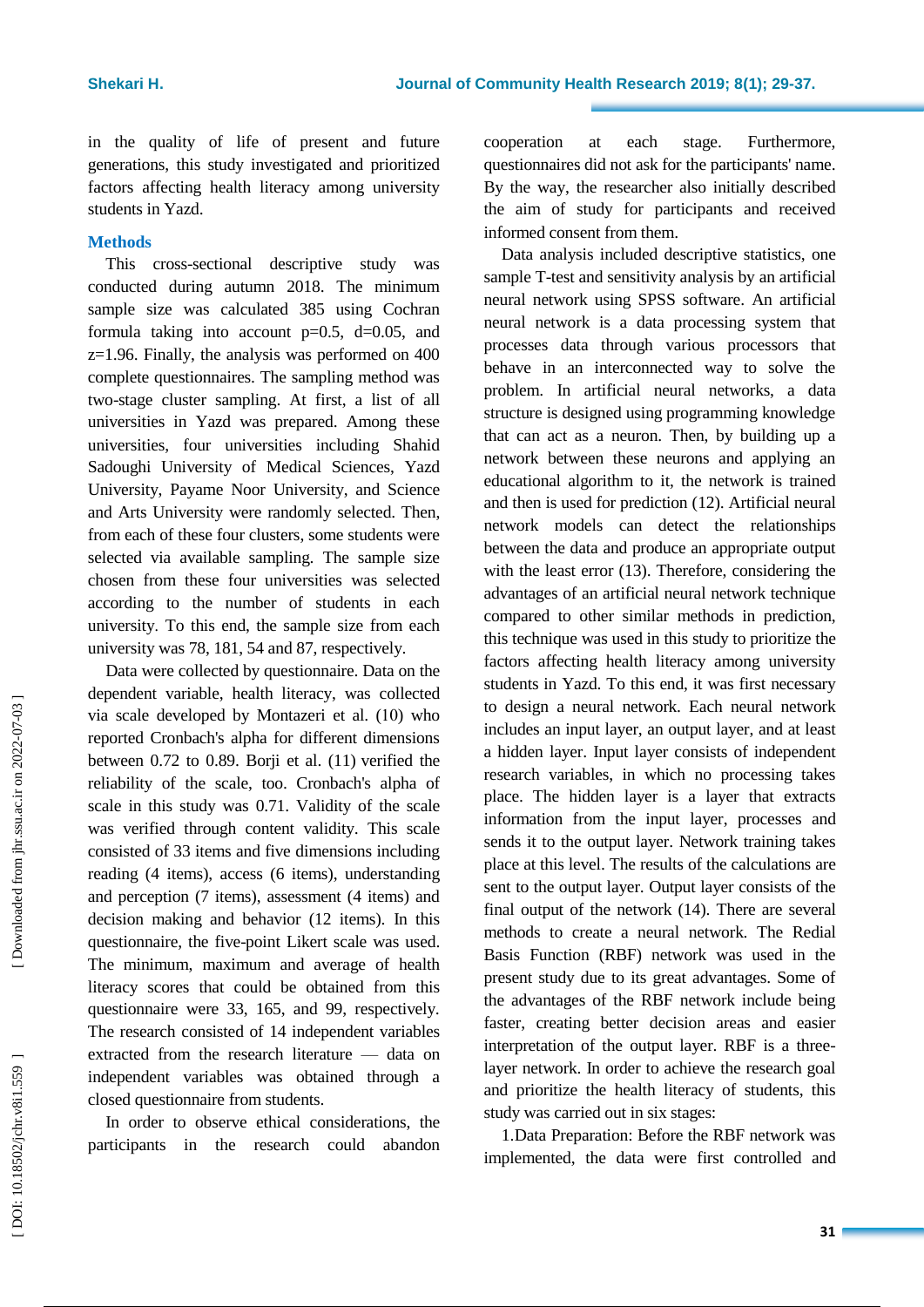in the quality of life of present and future generations, this study investigated and prioritized factors affecting health literacy among university students in Yazd.

## Methods

This cross-sectional descriptive study was conducted during autumn 2018. The minimum sample size was calculated 385 using Cochran formula taking into account p=0.5, d=0.05, and z=1.96. Finally, the analysis was performed on 400 complete questionnaires. The sampling method was two-stage cluster sampling. At first, a list of all universities in Yazd was prepared. Among these universities, four universities including Shahid Sadoughi University of Medical Sciences, Yazd University, Payame Noor University, and Science and Arts University were randomly selected. Then, from each of these four clusters, some students were selected via available sampling. The sample size chosen from these four universities was selected according to the number of students in each university. To this end, the sample size from each university was 78, 181, 54 and 87, respectively.

Data were collected by questionnaire. Data on the dependent variable, health literacy, was collected via scale developed by Montazeri et al. (10) who reported Cronbach's alpha for different dimensions between 0.72 to 0.89. Borji et al. (11) verified the reliability of the scale, too. Cronbach's alpha of scale in this study was 0.71. Validity of the scale was verified through content validity. This scale consisted of 33 items and five dimensions including reading (4 items), access (6 items), understanding and perception (7 items), assessment (4 items) and decision making and behavior (12 items). In this questionnaire, the five-point Likert scale was used. The minimum, maximum and average of health literacy scores that could be obtained from this questionnaire were 33, 165, and 99, respectively. The research consisted of 14 independent variables extracted from the research literature — data on independent variables was obtained through a closed questionnaire from students.

In order to observe ethical considerations, the participants in the research could abandon cooperation at each stage. Furthermore, questionnaires did not ask for the participants' name. By the way, the researcher also initially described the aim of study for participants and received informed consent from them.

Data analysis included descriptive statistics, one sample T-test and sensitivity analysis by an artificial neural network using SPSS software. An artificial neural network is a data processing system that processes data through various processors that behave in an interconnected way to solve the problem. In artificial neural networks, a data structure is designed using programming knowledge that can act as a neuron. Then, by building up a network between these neurons and applying an educational algorithm to it, the network is trained and then is used for prediction (12). Artificial neural network models can detect the relationships between the data and produce an appropriate output with the least error (13). Therefore, considering the advantages of an artificial neural network technique compared to other similar methods in prediction, this technique was used in this study to prioritize the factors affecting health literacy among university students in Yazd. To this end, it was first necessary to design a neural network. Each neural network includes an input layer, an output layer, and at least a hidden layer. Input layer consists of independent research variables, in which no processing takes place. The hidden layer is a layer that extracts information from the input layer, processes and sends it to the output layer. Network training takes place at this level. The results of the calculations are sent to the output layer. Output layer consists of the final output of the network (14). There are several methods to create a neural network. The Redial Basis Function (RBF) network was used in the present study due to its great advantages. Some of the advantages of the RBF network include being faster, creating better decision areas and easier interpretation of the output layer. RBF is a three-layer network. In order to achieve the research goal and prioritize the health literacy of students, this study was carried out in six stages:

1.Data Preparation: Before the RBF network was implemented, the data were first controlled and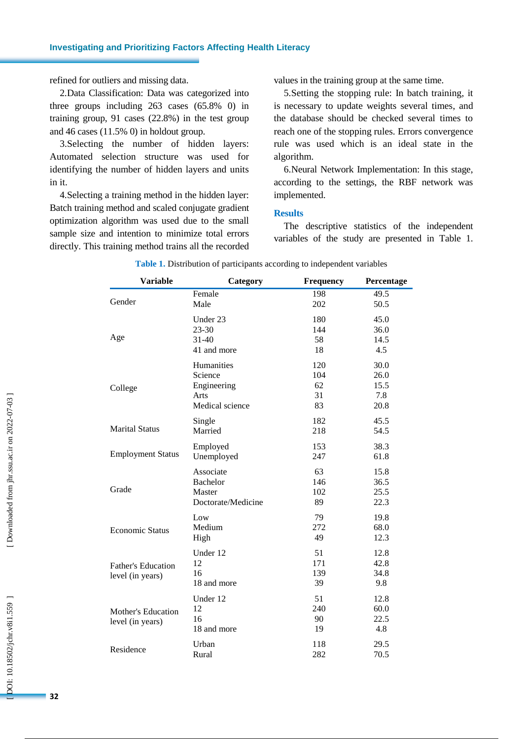refined for outliers and missing data.

2.Data Classification: Data was categorized into three groups including 263 cases (65.8% 0) in training group, 91 cases (22.8%) in the test group and 46 cases (11.5% 0) in holdout group.

3.Selecting the number of hidden layers: Automated selection structure was used for identifying the number of hidden layers and units in it.

4.Selecting a training method in the hidden layer: Batch training method and scaled conjugate gradient optimization algorithm was used due to the small sample size and intention to minimize total errors directly. This training method trains all the recorded values in the training group at the same time.

5.Setting the stopping rule: In batch training, it is necessary to update weights several times, and the database should be checked several times to reach one of the stopping rules. Errors convergence rule was used which is an ideal state in the algorithm.

6.Neural Network Implementation: In this stage, according to the settings, the RBF network was implemented.

## Results

The descriptive statistics of the independent variables of the study are presented in Table 1.

**Table 1.** Distribution of participants according to independent variables

| Variable | Category | Frequency | Percentage |
|---|---|---|---|
| Gender | Female | 198 | 49.5 |
| | Male | 202 | 50.5 |
| Age | Under 23 | 180 | 45.0 |
| | 23-30 | 144 | 36.0 |
| | 31-40 | 58 | 14.5 |
| | 41 and more | 18 | 4.5 |
| College | Humanities | 120 | 30.0 |
| | Science | 104 | 26.0 |
| | Engineering | 62 | 15.5 |
| | Arts | 31 | 7.8 |
| | Medical science | 83 | 20.8 |
| Marital Status | Single | 182 | 45.5 |
| | Married | 218 | 54.5 |
| Employment Status | Employed | 153 | 38.3 |
| | Unemployed | 247 | 61.8 |
| Grade | Associate | 63 | 15.8 |
| | Bachelor | 146 | 36.5 |
| | Master | 102 | 25.5 |
| | Doctorate/Medicine | 89 | 22.3 |
| Economic Status | Low | 79 | 19.8 |
| | Medium | 272 | 68.0 |
| | High | 49 | 12.3 |
| Father's Education level (in years) | Under 12 | 51 | 12.8 |
| | 12 | 171 | 42.8 |
| | 16 | 139 | 34.8 |
| | 18 and more | 39 | 9.8 |
| Mother's Education level (in years) | Under 12 | 51 | 12.8 |
| | 12 | 240 | 60.0 |
| | 16 | 90 | 22.5 |
| | 18 and more | 19 | 4.8 |
| Residence | Urban | 118 | 29.5 |
| | Rural | 282 | 70.5 |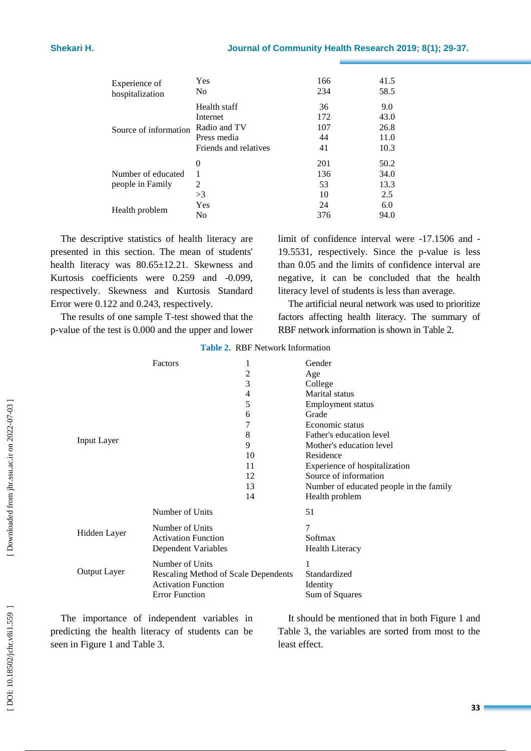| | | | |
|---|---|---|---|
| Experience of hospitalization | Yes | 166 | 41.5 |
| | No | 234 | 58.5 |
| Source of information | Health staff | 36 | 9.0 |
| | Internet | 172 | 43.0 |
| | Radio and TV | 107 | 26.8 |
| | Press media | 44 | 11.0 |
| | Friends and relatives | 41 | 10.3 |
| Number of educated people in Family | 0 | 201 | 50.2 |
| | 1 | 136 | 34.0 |
| | 2 | 53 | 13.3 |
| | >3 | 10 | 2.5 |
| Health problem | Yes | 24 | 6.0 |
| | No | 376 | 94.0 |

The descriptive statistics of health literacy are presented in this section. The mean of students' health literacy was 80.65±12.21. Skewness and Kurtosis coefficients were 0.259 and -0.099, respectively. Skewness and Kurtosis Standard Error were 0.122 and 0.243, respectively.

The results of one sample T-test showed that the p-value of the test is 0.000 and the upper and lower limit of confidence interval were -17.1506 and -19.5531, respectively. Since the p-value is less than 0.05 and the limits of confidence interval are negative, it can be concluded that the health literacy level of students is less than average.

The artificial neural network was used to prioritize factors affecting health literacy. The summary of RBF network information is shown in Table 2.

**Table 2.** RBF Network Information

| | | | |
|---|---|---|---|
| Input Layer | Factors | 1 | Gender |
| | | 2 | Age |
| | | 3 | College |
| | | 4 | Marital status |
| | | 5 | Employment status |
| | | 6 | Grade |
| | | 7 | Economic status |
| | | 8 | Father's education level |
| | | 9 | Mother's education level |
| | | 10 | Residence |
| | | 11 | Experience of hospitalization |
| | | 12 | Source of information |
| | | 13 | Number of educated people in the family |
| | | 14 | Health problem |
| | Number of Units | | 51 |
| Hidden Layer | Number of Units | | 7 |
| | Activation Function | | Softmax |
| | Dependent Variables | | Health Literacy |
| Output Layer | Number of Units | | 1 |
| | Rescaling Method of Scale Dependents | | Standardized |
| | Activation Function | | Identity |
| | Error Function | | Sum of Squares |

The importance of independent variables in predicting the health literacy of students can be seen in Figure 1 and Table 3.

It should be mentioned that in both Figure 1 and Table 3, the variables are sorted from most to the least effect.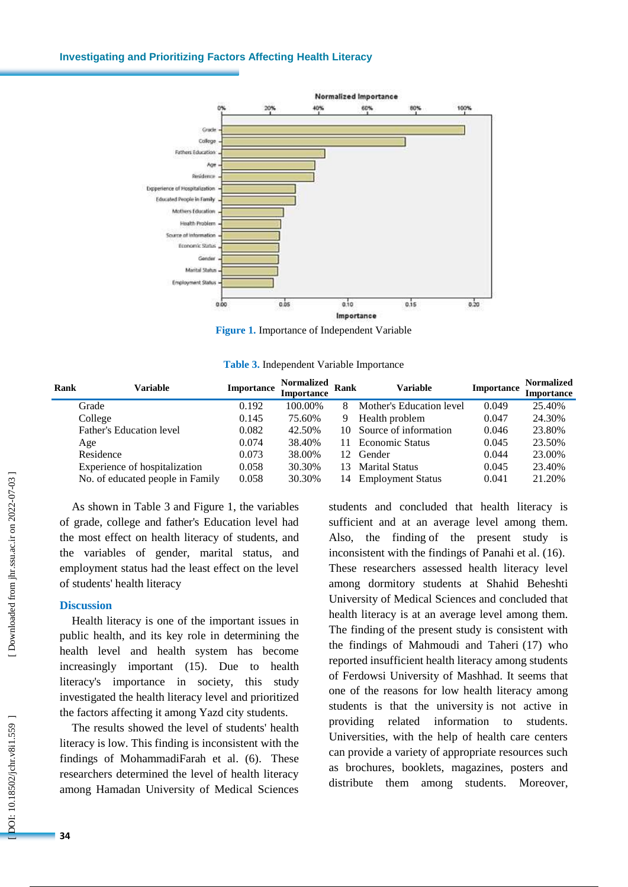Normalized Importance

0% 20% 40% 60% 80% 100%

Grade
College
Fathers Education
Age
Residence
Experience of Hospitalization
Educated People in Family
Mothers Education
Health Problem
Source of Information
Economic Status
Gender
Marital Status
Employment Status

0.00 0.05 0.10 0.15 0.20

Importance

**Figure 1.** Importance of Independent Variable

**Table 3.** Independent Variable Importance

| Rank | Variable | Importance | Normalized Importance | Rank | Variable | Importance | Normalized Importance |
|---|---|---|---|---|---|---|---|
| | Grade | 0.192 | 100.00% | 8 | Mother's Education level | 0.049 | 25.40% |
| | College | 0.145 | 75.60% | 9 | Health problem | 0.047 | 24.30% |
| | Father's Education level | 0.082 | 42.50% | 10 | Source of information | 0.046 | 23.80% |
| | Age | 0.074 | 38.40% | 11 | Economic Status | 0.045 | 23.50% |
| | Residence | 0.073 | 38.00% | 12 | Gender | 0.044 | 23.00% |
| | Experience of hospitalization | 0.058 | 30.30% | 13 | Marital Status | 0.045 | 23.40% |
| | No. of educated people in Family | 0.058 | 30.30% | 14 | Employment Status | 0.041 | 21.20% |

As shown in Table 3 and Figure 1, the variables of grade, college and father's Education level had the most effect on health literacy of students, and the variables of gender, marital status, and employment status had the least effect on the level of students' health literacy

## Discussion

Health literacy is one of the important issues in public health, and its key role in determining the health level and health system has become increasingly important (15). Due to health literacy's importance in society, this study investigated the health literacy level and prioritized the factors affecting it among Yazd city students.

The results showed the level of students' health literacy is low. This finding is inconsistent with the findings of MohammadiFarah et al. (6). These researchers determined the level of health literacy among Hamadan University of Medical Sciences students and concluded that health literacy is sufficient and at an average level among them. Also, the finding of the present study is inconsistent with the findings of Panahi et al. (16). These researchers assessed health literacy level among dormitory students at Shahid Beheshti University of Medical Sciences and concluded that health literacy is at an average level among them. The finding of the present study is consistent with the findings of Mahmoudi and Taheri (17) who reported insufficient health literacy among students of Ferdowsi University of Mashhad. It seems that one of the reasons for low health literacy among students is that the university is not active in providing related information to students. Universities, with the help of health care centers can provide a variety of appropriate resources such as brochures, booklets, magazines, posters and distribute them among students. Moreover,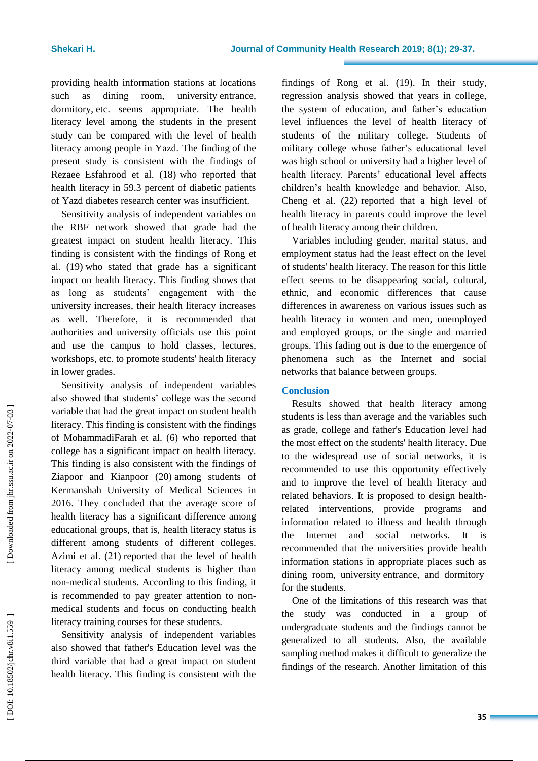providing health information stations at locations such as dining room, university entrance, dormitory, etc. seems appropriate. The health literacy level among the students in the present study can be compared with the level of health literacy among people in Yazd. The finding of the present study is consistent with the findings of Rezaee Esfahrood et al. (18) who reported that health literacy in 59.3 percent of diabetic patients of Yazd diabetes research center was insufficient.

Sensitivity analysis of independent variables on the RBF network showed that grade had the greatest impact on student health literacy. This finding is consistent with the findings of Rong et al. (19) who stated that grade has a significant impact on health literacy. This finding shows that as long as students' engagement with the university increases, their health literacy increases as well. Therefore, it is recommended that authorities and university officials use this point and use the campus to hold classes, lectures, workshops, etc. to promote students' health literacy in lower grades.

Sensitivity analysis of independent variables also showed that students' college was the second variable that had the great impact on student health literacy. This finding is consistent with the findings of MohammadiFarah et al. (6) who reported that college has a significant impact on health literacy. This finding is also consistent with the findings of Ziapoor and Kianpoor (20) among students of Kermanshah University of Medical Sciences in 2016. They concluded that the average score of health literacy has a significant difference among educational groups, that is, health literacy status is different among students of different colleges. Azimi et al. (21) reported that the level of health literacy among medical students is higher than non-medical students. According to this finding, it is recommended to pay greater attention to non-medical students and focus on conducting health literacy training courses for these students.

Sensitivity analysis of independent variables also showed that father's Education level was the third variable that had a great impact on student health literacy. This finding is consistent with the findings of Rong et al. (19). In their study, regression analysis showed that years in college, the system of education, and father's education level influences the level of health literacy of students of the military college. Students of military college whose father's educational level was high school or university had a higher level of health literacy. Parents' educational level affects children's health knowledge and behavior. Also, Cheng et al. (22) reported that a high level of health literacy in parents could improve the level of health literacy among their children.

Variables including gender, marital status, and employment status had the least effect on the level of students' health literacy. The reason for this little effect seems to be disappearing social, cultural, ethnic, and economic differences that cause differences in awareness on various issues such as health literacy in women and men, unemployed and employed groups, or the single and married groups. This fading out is due to the emergence of phenomena such as the Internet and social networks that balance between groups.

## Conclusion

Results showed that health literacy among students is less than average and the variables such as grade, college and father's Education level had the most effect on the students' health literacy. Due to the widespread use of social networks, it is recommended to use this opportunity effectively and to improve the level of health literacy and related behaviors. It is proposed to design health-related interventions, provide programs and information related to illness and health through the Internet and social networks. It is recommended that the universities provide health information stations in appropriate places such as dining room, university entrance, and dormitory for the students.

One of the limitations of this research was that the study was conducted in a group of undergraduate students and the findings cannot be generalized to all students. Also, the available sampling method makes it difficult to generalize the findings of the research. Another limitation of this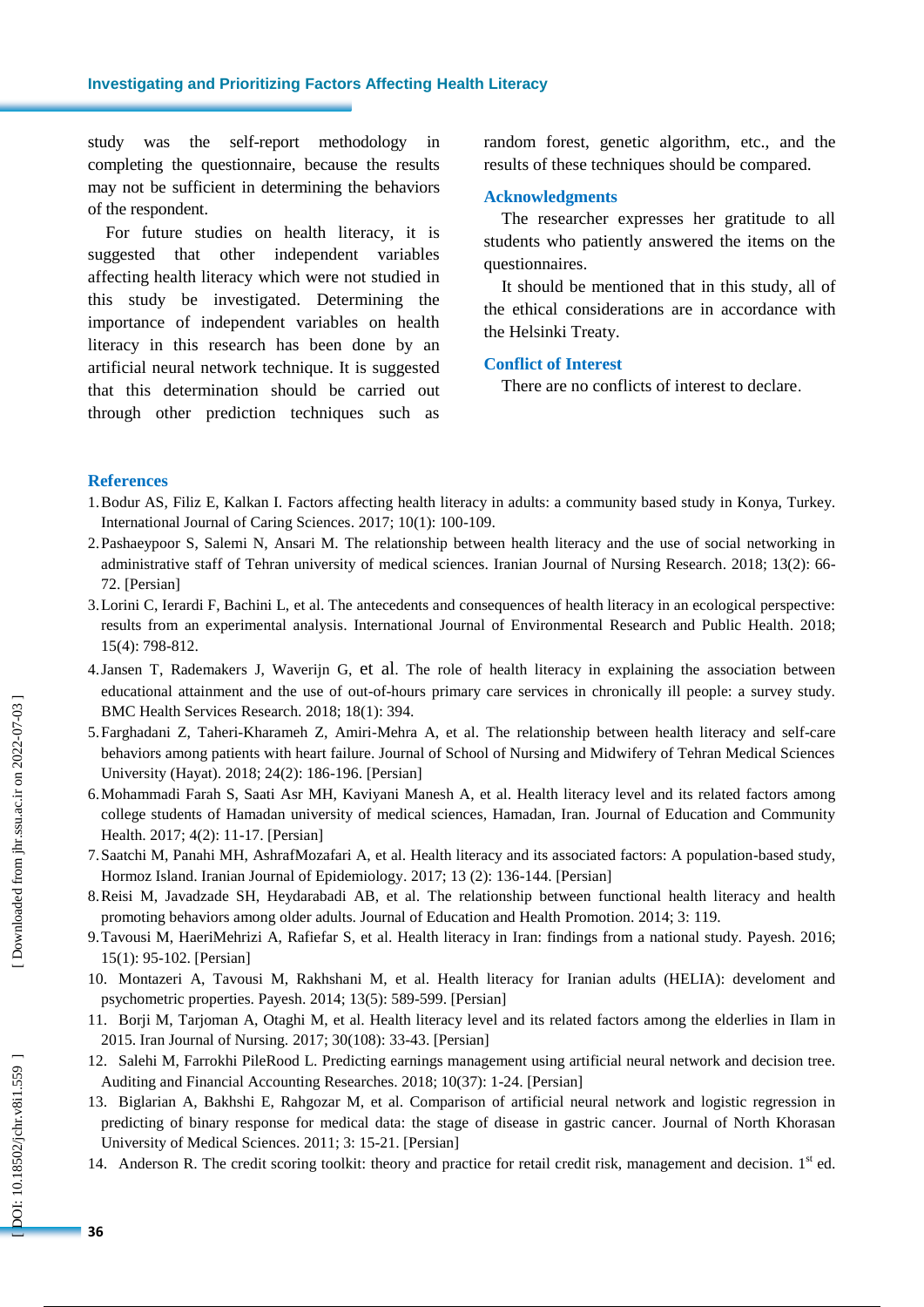study was the self-report methodology in completing the questionnaire, because the results may not be sufficient in determining the behaviors of the respondent.

For future studies on health literacy, it is suggested that other independent variables affecting health literacy which were not studied in this study be investigated. Determining the importance of independent variables on health literacy in this research has been done by an artificial neural network technique. It is suggested that this determination should be carried out through other prediction techniques such as random forest, genetic algorithm, etc., and the results of these techniques should be compared.

## Acknowledgments

The researcher expresses her gratitude to all students who patiently answered the items on the questionnaires.

It should be mentioned that in this study, all of the ethical considerations are in accordance with the Helsinki Treaty.

## Conflict of Interest

There are no conflicts of interest to declare.

## References

1. Bodur AS, Filiz E, Kalkan I. Factors affecting health literacy in adults: a community based study in Konya, Turkey. International Journal of Caring Sciences. 2017; 10(1): 100-109.
2. Pashaeypoor S, Salemi N, Ansari M. The relationship between health literacy and the use of social networking in administrative staff of Tehran university of medical sciences. Iranian Journal of Nursing Research. 2018; 13(2): 66-72. [Persian]
3. Lorini C, Ierardi F, Bachini L, et al. The antecedents and consequences of health literacy in an ecological perspective: results from an experimental analysis. International Journal of Environmental Research and Public Health. 2018; 15(4): 798-812.
4. Jansen T, Rademakers J, Waverijn G, et al. The role of health literacy in explaining the association between educational attainment and the use of out-of-hours primary care services in chronically ill people: a survey study. BMC Health Services Research. 2018; 18(1): 394.
5. Farghadani Z, Taheri-Kharameh Z, Amiri-Mehra A, et al. The relationship between health literacy and self-care behaviors among patients with heart failure. Journal of School of Nursing and Midwifery of Tehran Medical Sciences University (Hayat). 2018; 24(2): 186-196. [Persian]
6. Mohammadi Farah S, Saati Asr MH, Kaviyani Manesh A, et al. Health literacy level and its related factors among college students of Hamadan university of medical sciences, Hamadan, Iran. Journal of Education and Community Health. 2017; 4(2): 11-17. [Persian]
7. Saatchi M, Panahi MH, AshrafMozafari A, et al. Health literacy and its associated factors: A population-based study, Hormoz Island. Iranian Journal of Epidemiology. 2017; 13 (2): 136-144. [Persian]
8. Reisi M, Javadzade SH, Heydarabadi AB, et al. The relationship between functional health literacy and health promoting behaviors among older adults. Journal of Education and Health Promotion. 2014; 3: 119.
9. Tavousi M, HaeriMehrizi A, Rafiefar S, et al. Health literacy in Iran: findings from a national study. Payesh. 2016; 15(1): 95-102. [Persian]
10. Montazeri A, Tavousi M, Rakhshani M, et al. Health literacy for Iranian adults (HELIA): develoment and psychometric properties. Payesh. 2014; 13(5): 589-599. [Persian]
11. Borji M, Tarjoman A, Otaghi M, et al. Health literacy level and its related factors among the elderlies in Ilam in 2015. Iran Journal of Nursing. 2017; 30(108): 33-43. [Persian]
12. Salehi M, Farrokhi PileRood L. Predicting earnings management using artificial neural network and decision tree. Auditing and Financial Accounting Researches. 2018; 10(37): 1-24. [Persian]
13. Biglarian A, Bakhshi E, Rahgozar M, et al. Comparison of artificial neural network and logistic regression in predicting of binary response for medical data: the stage of disease in gastric cancer. Journal of North Khorasan University of Medical Sciences. 2011; 3: 15-21. [Persian]
14. Anderson R. The credit scoring toolkit: theory and practice for retail credit risk, management and decision. 1st ed.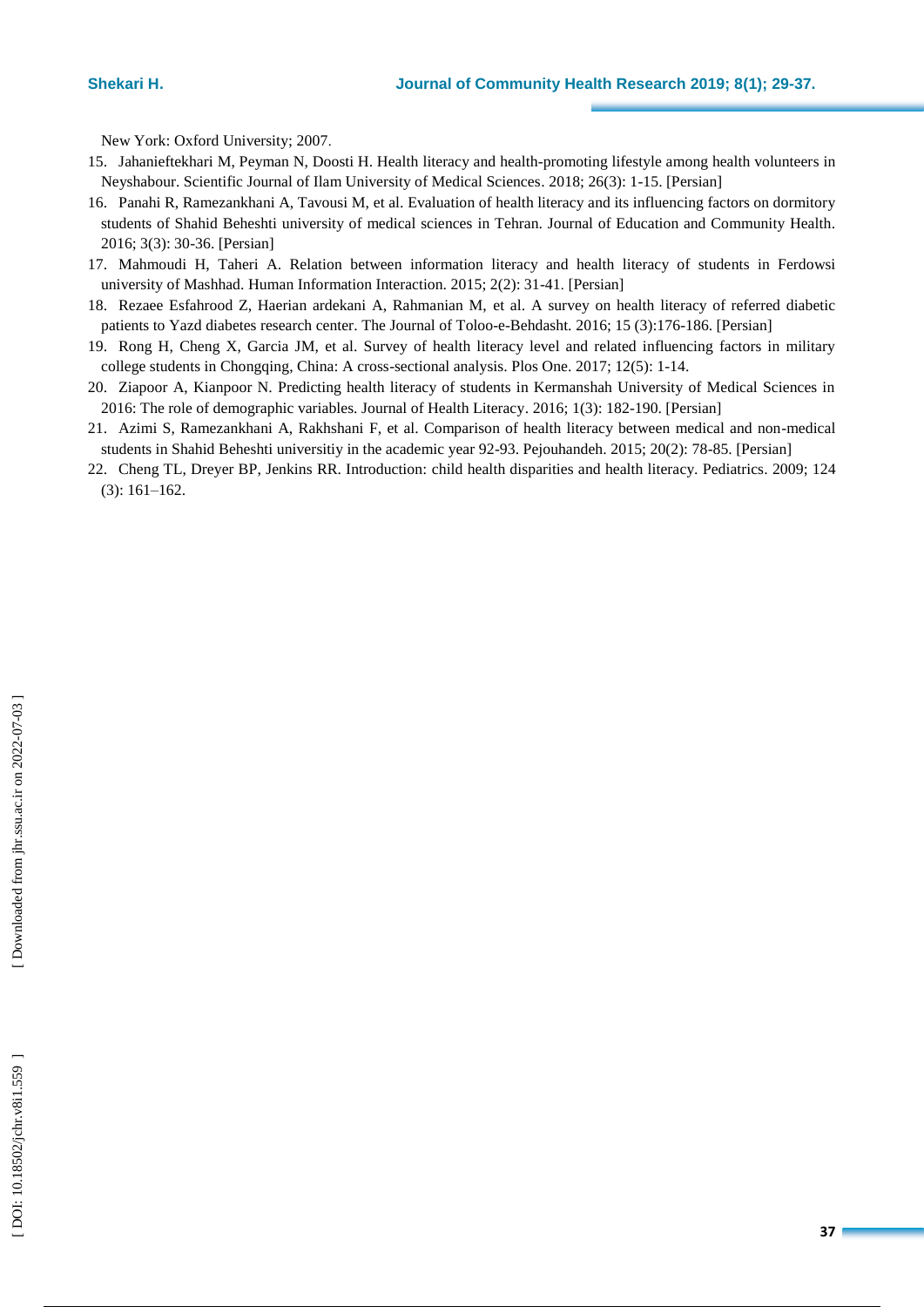New York: Oxford University; 2007.

15. Jahanieftekhari M, Peyman N, Doosti H. Health literacy and health-promoting lifestyle among health volunteers in Neyshabour. Scientific Journal of Ilam University of Medical Sciences. 2018; 26(3): 1-15. [Persian]
16. Panahi R, Ramezankhani A, Tavousi M, et al. Evaluation of health literacy and its influencing factors on dormitory students of Shahid Beheshti university of medical sciences in Tehran. Journal of Education and Community Health. 2016; 3(3): 30-36. [Persian]
17. Mahmoudi H, Taheri A. Relation between information literacy and health literacy of students in Ferdowsi university of Mashhad. Human Information Interaction. 2015; 2(2): 31-41. [Persian]
18. Rezaee Esfahrood Z, Haerian ardekani A, Rahmanian M, et al. A survey on health literacy of referred diabetic patients to Yazd diabetes research center. The Journal of Toloo-e-Behdasht. 2016; 15 (3):176-186. [Persian]
19. Rong H, Cheng X, Garcia JM, et al. Survey of health literacy level and related influencing factors in military college students in Chongqing, China: A cross-sectional analysis. Plos One. 2017; 12(5): 1-14.
20. Ziapoor A, Kianpoor N. Predicting health literacy of students in Kermanshah University of Medical Sciences in 2016: The role of demographic variables. Journal of Health Literacy. 2016; 1(3): 182-190. [Persian]
21. Azimi S, Ramezankhani A, Rakhshani F, et al. Comparison of health literacy between medical and non-medical students in Shahid Beheshti universitiy in the academic year 92-93. Pejouhandeh. 2015; 20(2): 78-85. [Persian]
22. Cheng TL, Dreyer BP, Jenkins RR. Introduction: child health disparities and health literacy. Pediatrics. 2009; 124 (3): 161–162.